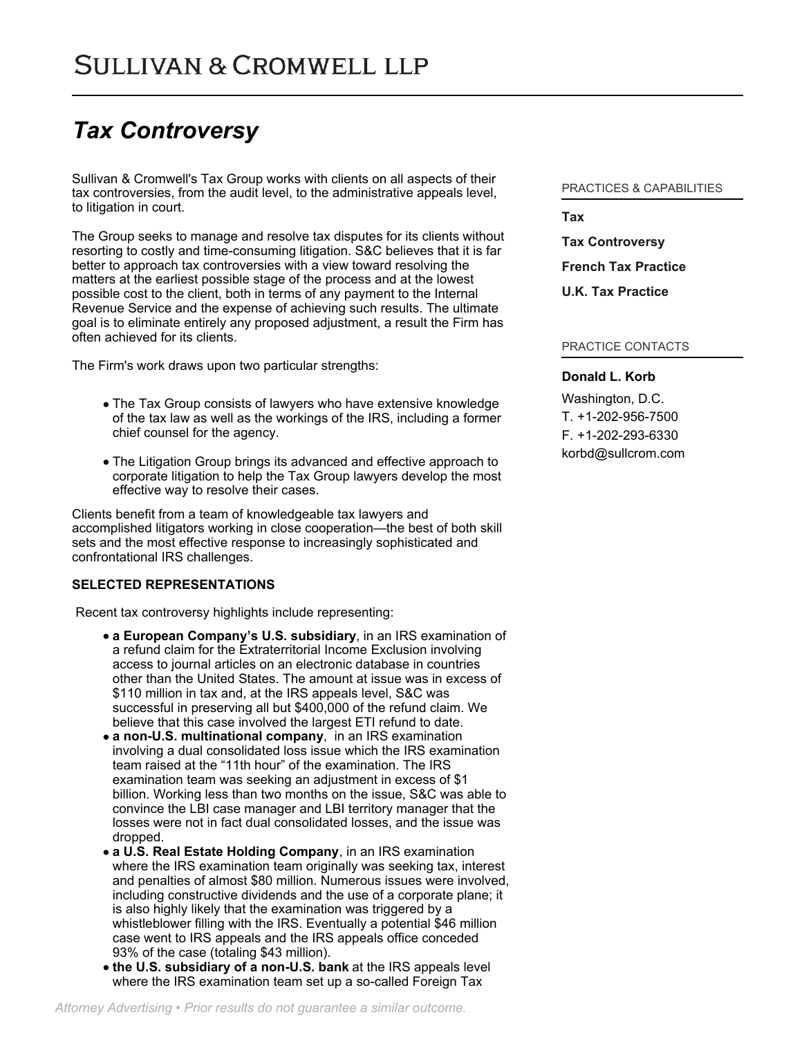# SULLIVAN & CROMWELL LLP

## *Tax Controversy*

Sullivan & Cromwell's Tax Group works with clients on all aspects of their tax controversies, from the audit level, to the administrative appeals level, to litigation in court.

The Group seeks to manage and resolve tax disputes for its clients without resorting to costly and time-consuming litigation. S&C believes that it is far better to approach tax controversies with a view toward resolving the matters at the earliest possible stage of the process and at the lowest possible cost to the client, both in terms of any payment to the Internal Revenue Service and the expense of achieving such results. The ultimate goal is to eliminate entirely any proposed adjustment, a result the Firm has often achieved for its clients.

The Firm's work draws upon two particular strengths:

- The Tax Group consists of lawyers who have extensive knowledge of the tax law as well as the workings of the IRS, including a former chief counsel for the agency.
- The Litigation Group brings its advanced and effective approach to corporate litigation to help the Tax Group lawyers develop the most effective way to resolve their cases.

Clients benefit from a team of knowledgeable tax lawyers and accomplished litigators working in close cooperation—the best of both skill sets and the most effective response to increasingly sophisticated and confrontational IRS challenges.

**SELECTED REPRESENTATIONS**

Recent tax controversy highlights include representing:

- **a European Company's U.S. subsidiary**, in an IRS examination of a refund claim for the Extraterritorial Income Exclusion involving access to journal articles on an electronic database in countries other than the United States. The amount at issue was in excess of $110 million in tax and, at the IRS appeals level, S&C was successful in preserving all but $400,000 of the refund claim. We believe that this case involved the largest ETI refund to date.
- **a non-U.S. multinational company**, in an IRS examination involving a dual consolidated loss issue which the IRS examination team raised at the "11th hour" of the examination. The IRS examination team was seeking an adjustment in excess of $1 billion. Working less than two months on the issue, S&C was able to convince the LBI case manager and LBI territory manager that the losses were not in fact dual consolidated losses, and the issue was dropped.
- **a U.S. Real Estate Holding Company**, in an IRS examination where the IRS examination team originally was seeking tax, interest and penalties of almost $80 million. Numerous issues were involved, including constructive dividends and the use of a corporate plane; it is also highly likely that the examination was triggered by a whistleblower filling with the IRS. Eventually a potential $46 million case went to IRS appeals and the IRS appeals office conceded 93% of the case (totaling $43 million).
- **the U.S. subsidiary of a non-U.S. bank** at the IRS appeals level where the IRS examination team set up a so-called Foreign Tax

PRACTICES & CAPABILITIES

**Tax**

**Tax Controversy**

**French Tax Practice**

**U.K. Tax Practice**

PRACTICE CONTACTS

**Donald L. Korb**

Washington, D.C.
T. +1-202-956-7500
F. +1-202-293-6330
korbd@sullcrom.com

*Attorney Advertising • Prior results do not guarantee a similar outcome.*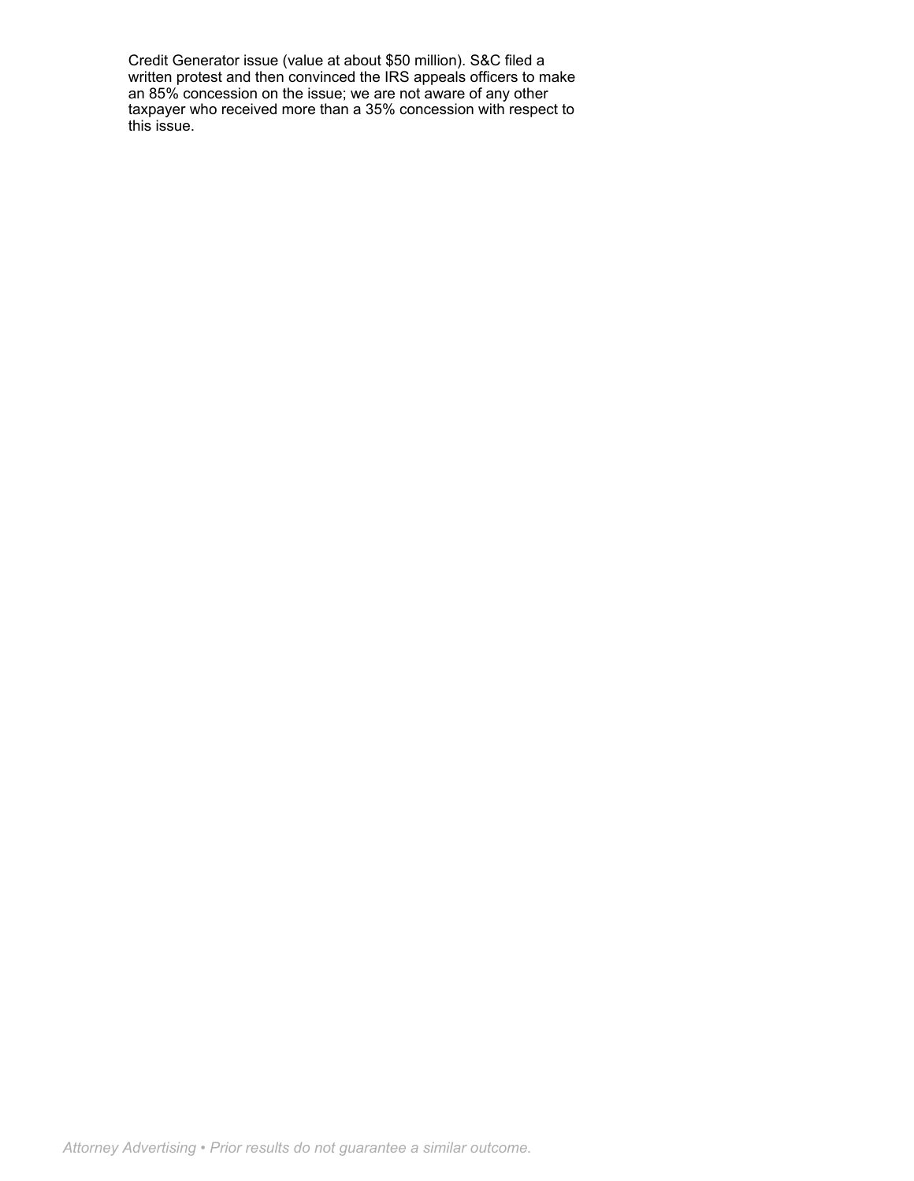Credit Generator issue (value at about $50 million). S&C filed a written protest and then convinced the IRS appeals officers to make an 85% concession on the issue; we are not aware of any other taxpayer who received more than a 35% concession with respect to this issue.

*Attorney Advertising • Prior results do not guarantee a similar outcome.*